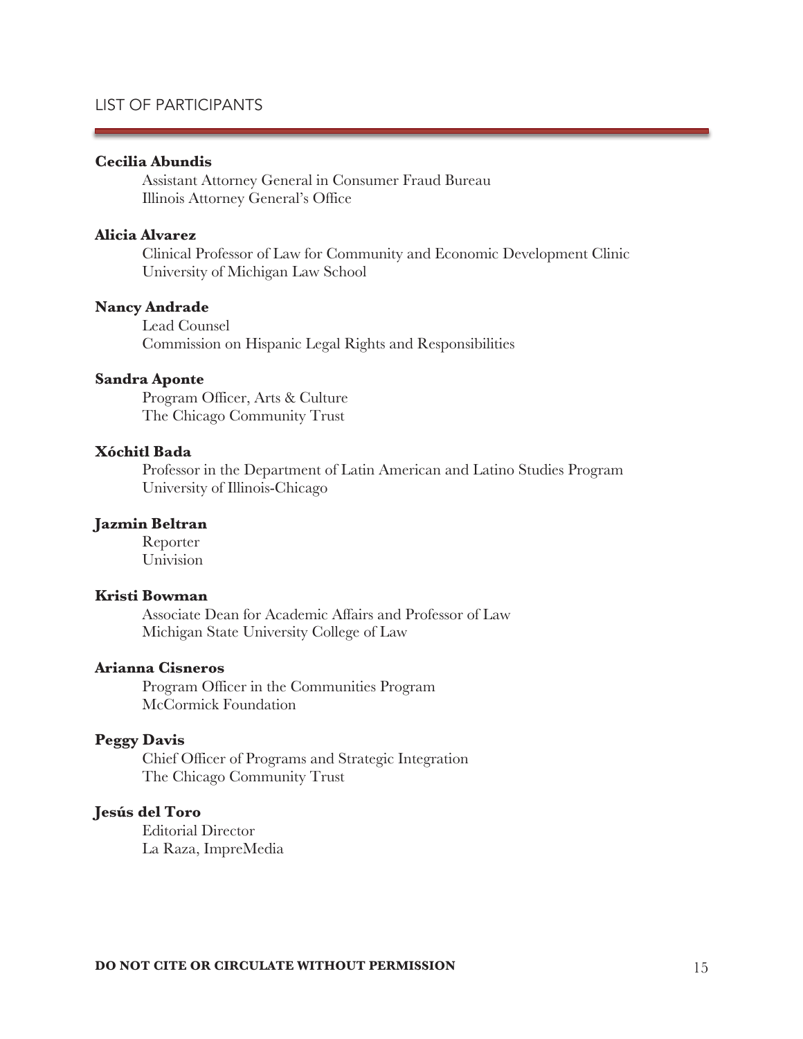## LIST OF PARTICIPANTS

**Cecilia Abundis**
Assistant Attorney General in Consumer Fraud Bureau
Illinois Attorney General's Office

**Alicia Alvarez**
Clinical Professor of Law for Community and Economic Development Clinic
University of Michigan Law School

**Nancy Andrade**
Lead Counsel
Commission on Hispanic Legal Rights and Responsibilities

**Sandra Aponte**
Program Officer, Arts & Culture
The Chicago Community Trust

**Xóchitl Bada**
Professor in the Department of Latin American and Latino Studies Program
University of Illinois-Chicago

**Jazmin Beltran**
Reporter
Univision

**Kristi Bowman**
Associate Dean for Academic Affairs and Professor of Law
Michigan State University College of Law

**Arianna Cisneros**
Program Officer in the Communities Program
McCormick Foundation

**Peggy Davis**
Chief Officer of Programs and Strategic Integration
The Chicago Community Trust

**Jesús del Toro**
Editorial Director
La Raza, ImpreMedia

**DO NOT CITE OR CIRCULATE WITHOUT PERMISSION**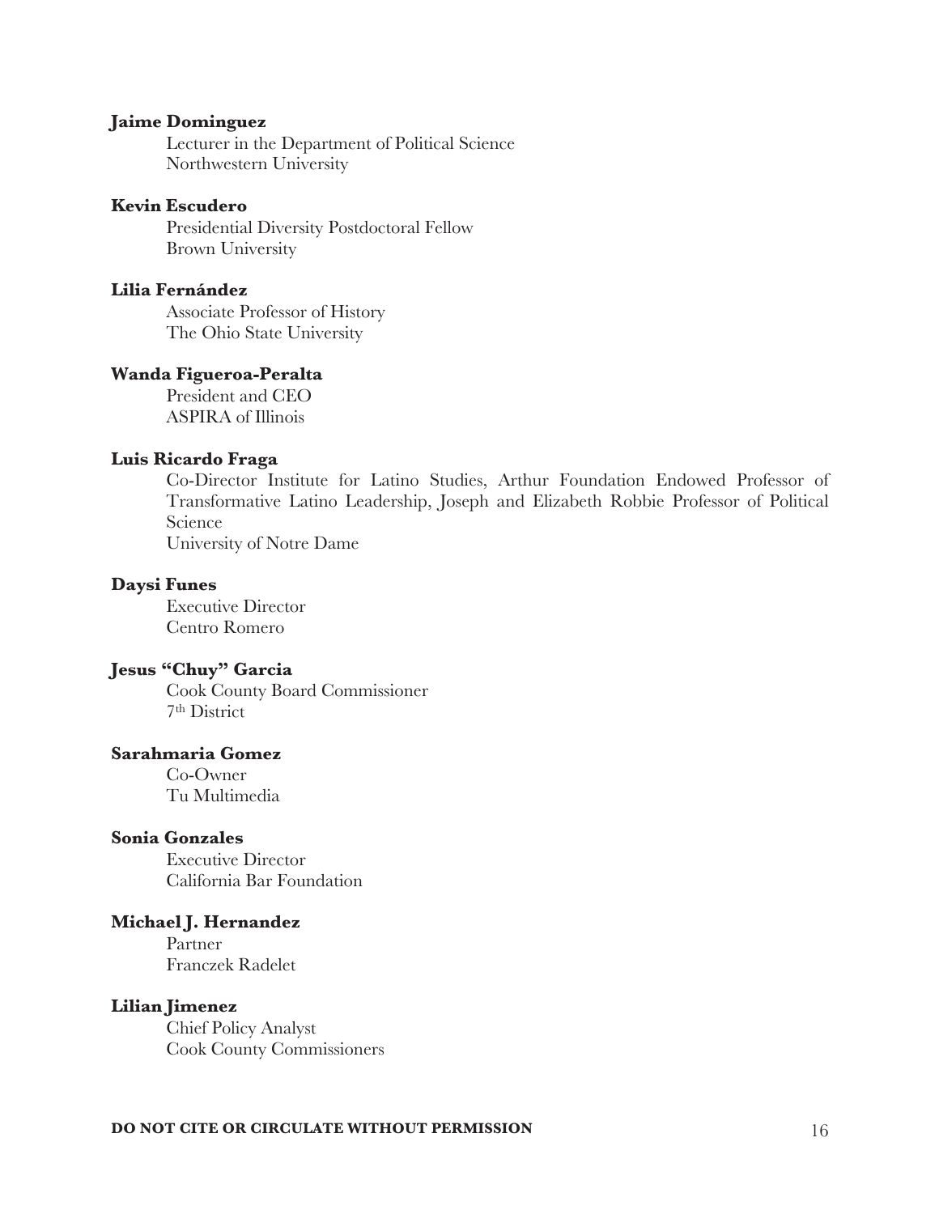**Jaime Dominguez**

Lecturer in the Department of Political Science
Northwestern University

**Kevin Escudero**

Presidential Diversity Postdoctoral Fellow
Brown University

**Lilia Fernández**

Associate Professor of History
The Ohio State University

**Wanda Figueroa-Peralta**

President and CEO
ASPIRA of Illinois

**Luis Ricardo Fraga**

Co-Director Institute for Latino Studies, Arthur Foundation Endowed Professor of Transformative Latino Leadership, Joseph and Elizabeth Robbie Professor of Political Science
University of Notre Dame

**Daysi Funes**

Executive Director
Centro Romero

**Jesus "Chuy" Garcia**

Cook County Board Commissioner
7th District

**Sarahmaria Gomez**

Co-Owner
Tu Multimedia

**Sonia Gonzales**

Executive Director
California Bar Foundation

**Michael J. Hernandez**

Partner
Franczek Radelet

**Lilian Jimenez**

Chief Policy Analyst
Cook County Commissioners

**DO NOT CITE OR CIRCULATE WITHOUT PERMISSION**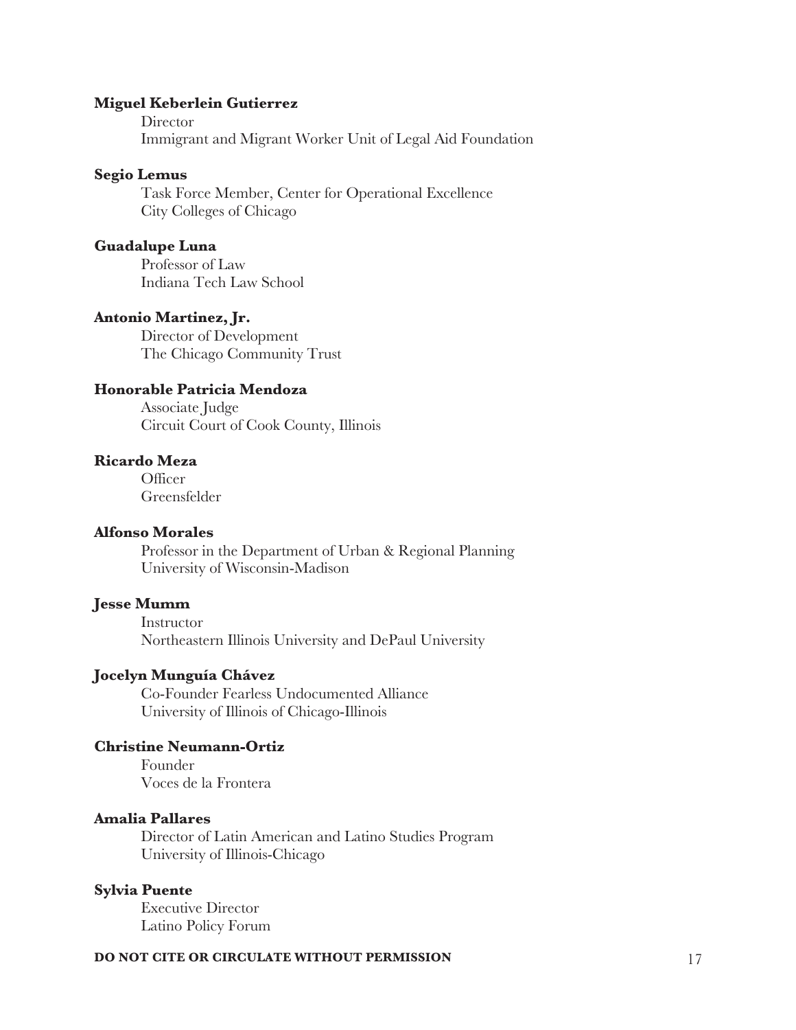**Miguel Keberlein Gutierrez**
Director
Immigrant and Migrant Worker Unit of Legal Aid Foundation

**Segio Lemus**
Task Force Member, Center for Operational Excellence
City Colleges of Chicago

**Guadalupe Luna**
Professor of Law
Indiana Tech Law School

**Antonio Martinez, Jr.**
Director of Development
The Chicago Community Trust

**Honorable Patricia Mendoza**
Associate Judge
Circuit Court of Cook County, Illinois

**Ricardo Meza**
Officer
Greensfelder

**Alfonso Morales**
Professor in the Department of Urban & Regional Planning
University of Wisconsin-Madison

**Jesse Mumm**
Instructor
Northeastern Illinois University and DePaul University

**Jocelyn Munguía Chávez**
Co-Founder Fearless Undocumented Alliance
University of Illinois of Chicago-Illinois

**Christine Neumann-Ortiz**
Founder
Voces de la Frontera

**Amalia Pallares**
Director of Latin American and Latino Studies Program
University of Illinois-Chicago

**Sylvia Puente**
Executive Director
Latino Policy Forum

**DO NOT CITE OR CIRCULATE WITHOUT PERMISSION**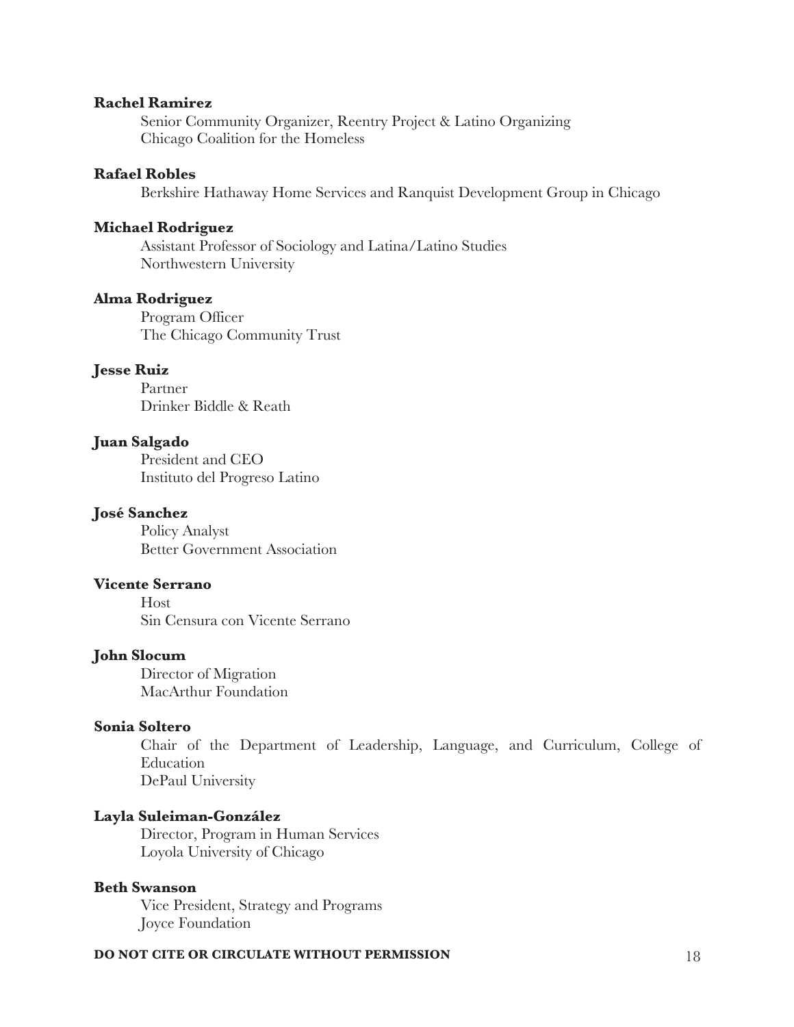**Rachel Ramirez**

Senior Community Organizer, Reentry Project & Latino Organizing
Chicago Coalition for the Homeless

**Rafael Robles**

Berkshire Hathaway Home Services and Ranquist Development Group in Chicago

**Michael Rodriguez**

Assistant Professor of Sociology and Latina/Latino Studies
Northwestern University

**Alma Rodriguez**

Program Officer
The Chicago Community Trust

**Jesse Ruiz**

Partner
Drinker Biddle & Reath

**Juan Salgado**

President and CEO
Instituto del Progreso Latino

**José Sanchez**

Policy Analyst
Better Government Association

**Vicente Serrano**

Host
Sin Censura con Vicente Serrano

**John Slocum**

Director of Migration
MacArthur Foundation

**Sonia Soltero**

Chair of the Department of Leadership, Language, and Curriculum, College of Education
DePaul University

**Layla Suleiman-González**

Director, Program in Human Services
Loyola University of Chicago

**Beth Swanson**

Vice President, Strategy and Programs
Joyce Foundation

**DO NOT CITE OR CIRCULATE WITHOUT PERMISSION**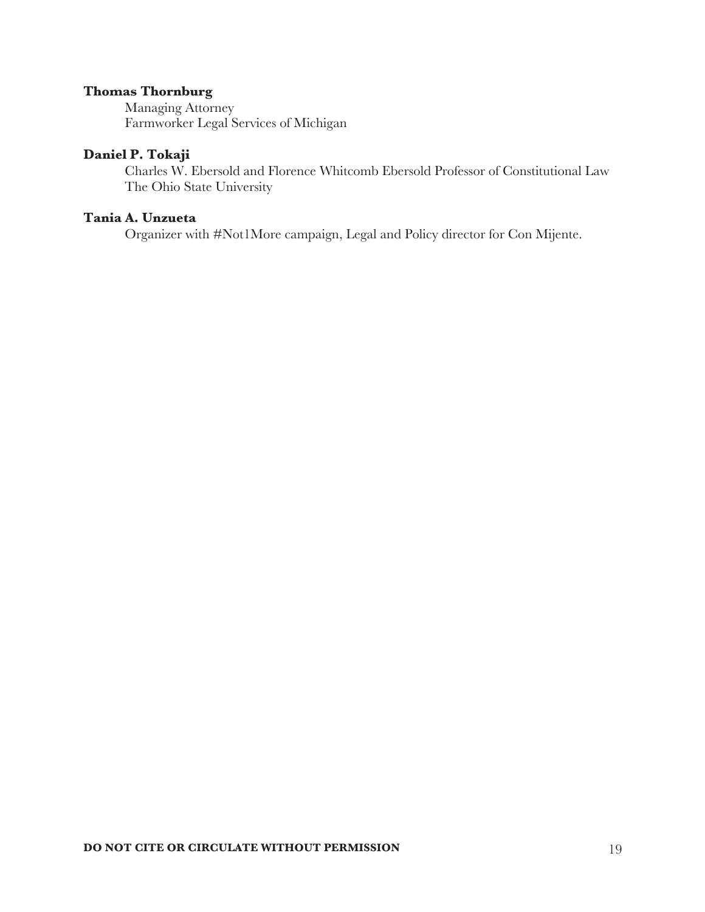**Thomas Thornburg**

Managing Attorney
Farmworker Legal Services of Michigan

**Daniel P. Tokaji**

Charles W. Ebersold and Florence Whitcomb Ebersold Professor of Constitutional Law
The Ohio State University

**Tania A. Unzueta**

Organizer with #Not1More campaign, Legal and Policy director for Con Mijente.

**DO NOT CITE OR CIRCULATE WITHOUT PERMISSION**